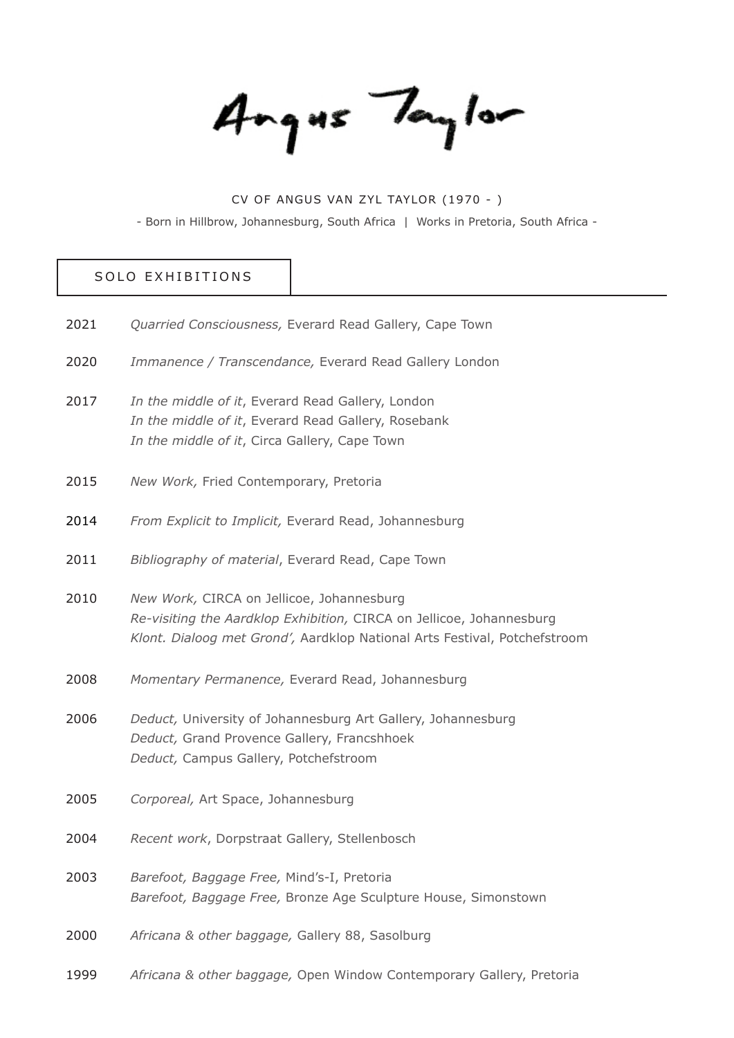# Angus Taylor

CV OF ANGUS VAN ZYL TAYLOR (1970 - )

- Born in Hillbrow, Johannesburg, South Africa | Works in Pretoria, South Africa -

## SOLO EXHIBITIONS

2021 *Quarried Consciousness,* Everard Read Gallery, Cape Town

2020 *Immanence / Transcendance,* Everard Read Gallery London

2017 *In the middle of it*, Everard Read Gallery, London
*In the middle of it*, Everard Read Gallery, Rosebank
*In the middle of it*, Circa Gallery, Cape Town

2015 *New Work,* Fried Contemporary, Pretoria

2014 *From Explicit to Implicit,* Everard Read, Johannesburg

2011 *Bibliography of material*, Everard Read, Cape Town

2010 *New Work,* CIRCA on Jellicoe, Johannesburg
*Re-visiting the Aardklop Exhibition,* CIRCA on Jellicoe, Johannesburg
*Klont. Dialoog met Grond',* Aardklop National Arts Festival, Potchefstroom

2008 *Momentary Permanence,* Everard Read, Johannesburg

2006 *Deduct,* University of Johannesburg Art Gallery, Johannesburg
*Deduct,* Grand Provence Gallery, Francshhoek
*Deduct,* Campus Gallery, Potchefstroom

2005 *Corporeal,* Art Space, Johannesburg

2004 *Recent work*, Dorpstraat Gallery, Stellenbosch

2003 *Barefoot, Baggage Free,* Mind's-I, Pretoria
*Barefoot, Baggage Free,* Bronze Age Sculpture House, Simonstown

2000 *Africana & other baggage,* Gallery 88, Sasolburg

1999 *Africana & other baggage,* Open Window Contemporary Gallery, Pretoria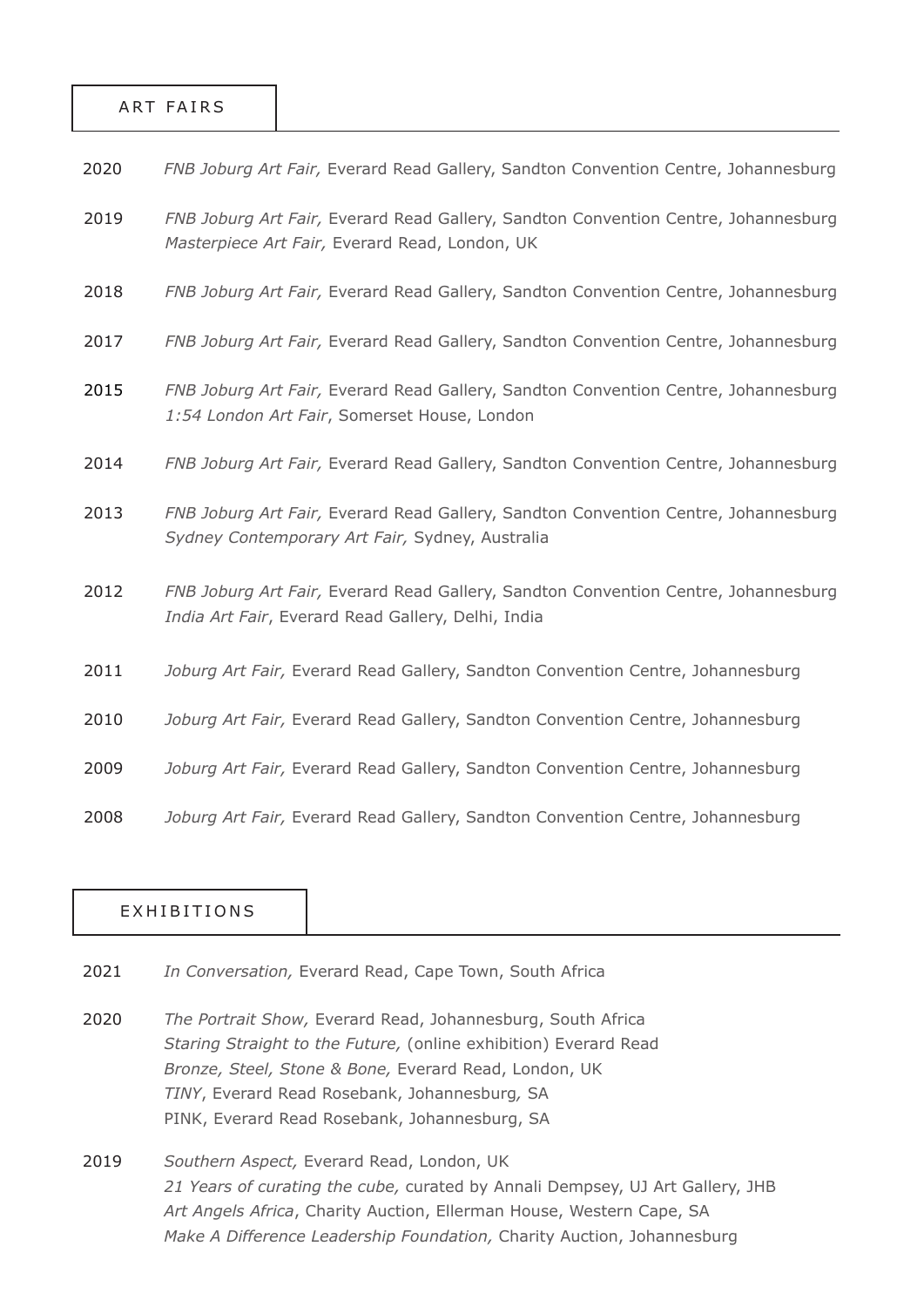## ART FAIRS

2020 *FNB Joburg Art Fair,* Everard Read Gallery, Sandton Convention Centre, Johannesburg

2019 *FNB Joburg Art Fair,* Everard Read Gallery, Sandton Convention Centre, Johannesburg
*Masterpiece Art Fair,* Everard Read, London, UK

2018 *FNB Joburg Art Fair,* Everard Read Gallery, Sandton Convention Centre, Johannesburg

2017 *FNB Joburg Art Fair,* Everard Read Gallery, Sandton Convention Centre, Johannesburg

2015 *FNB Joburg Art Fair,* Everard Read Gallery, Sandton Convention Centre, Johannesburg
*1:54 London Art Fair*, Somerset House, London

2014 *FNB Joburg Art Fair,* Everard Read Gallery, Sandton Convention Centre, Johannesburg

2013 *FNB Joburg Art Fair,* Everard Read Gallery, Sandton Convention Centre, Johannesburg
*Sydney Contemporary Art Fair,* Sydney, Australia

2012 *FNB Joburg Art Fair,* Everard Read Gallery, Sandton Convention Centre, Johannesburg
*India Art Fair*, Everard Read Gallery, Delhi, India

2011 *Joburg Art Fair,* Everard Read Gallery, Sandton Convention Centre, Johannesburg

2010 *Joburg Art Fair,* Everard Read Gallery, Sandton Convention Centre, Johannesburg

2009 *Joburg Art Fair,* Everard Read Gallery, Sandton Convention Centre, Johannesburg

2008 *Joburg Art Fair,* Everard Read Gallery, Sandton Convention Centre, Johannesburg

## EXHIBITIONS

2021 *In Conversation,* Everard Read, Cape Town, South Africa

2020 *The Portrait Show,* Everard Read, Johannesburg, South Africa
*Staring Straight to the Future,* (online exhibition) Everard Read
*Bronze, Steel, Stone & Bone,* Everard Read, London, UK
*TINY*, Everard Read Rosebank, Johannesburg, SA
PINK, Everard Read Rosebank, Johannesburg, SA

2019 *Southern Aspect,* Everard Read, London, UK
*21 Years of curating the cube,* curated by Annali Dempsey, UJ Art Gallery, JHB
*Art Angels Africa*, Charity Auction, Ellerman House, Western Cape, SA
*Make A Difference Leadership Foundation,* Charity Auction, Johannesburg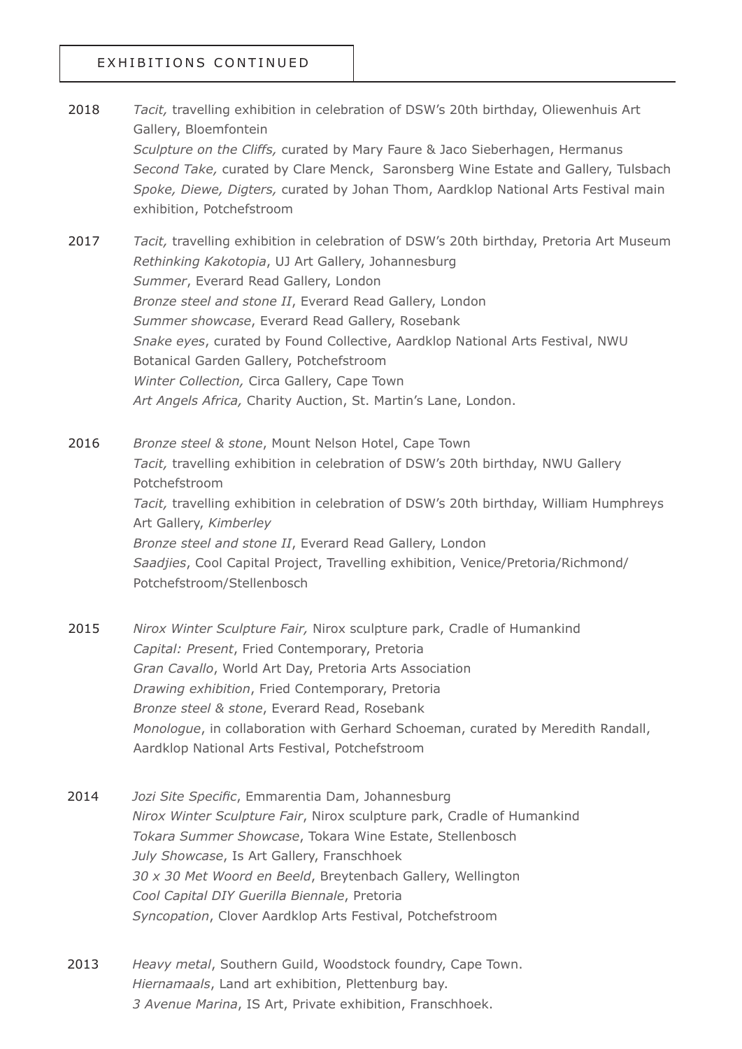## EXHIBITIONS CONTINUED

**2018**

*Tacit,* travelling exhibition in celebration of DSW's 20th birthday, Oliewenhuis Art Gallery, Bloemfontein
*Sculpture on the Cliffs,* curated by Mary Faure & Jaco Sieberhagen, Hermanus
*Second Take,* curated by Clare Menck, Saronsberg Wine Estate and Gallery, Tulsbach
*Spoke, Diewe, Digters,* curated by Johan Thom, Aardklop National Arts Festival main exhibition, Potchefstroom

**2017**

*Tacit,* travelling exhibition in celebration of DSW's 20th birthday, Pretoria Art Museum
*Rethinking Kakotopia*, UJ Art Gallery, Johannesburg
*Summer*, Everard Read Gallery, London
*Bronze steel and stone II*, Everard Read Gallery, London
*Summer showcase*, Everard Read Gallery, Rosebank
*Snake eyes*, curated by Found Collective, Aardklop National Arts Festival, NWU Botanical Garden Gallery, Potchefstroom
*Winter Collection,* Circa Gallery, Cape Town
*Art Angels Africa,* Charity Auction, St. Martin's Lane, London.

**2016**

*Bronze steel & stone*, Mount Nelson Hotel, Cape Town
*Tacit,* travelling exhibition in celebration of DSW's 20th birthday, NWU Gallery Potchefstroom
*Tacit,* travelling exhibition in celebration of DSW's 20th birthday, William Humphreys Art Gallery, *Kimberley*
*Bronze steel and stone II*, Everard Read Gallery, London
*Saadjies*, Cool Capital Project, Travelling exhibition, Venice/Pretoria/Richmond/Potchefstroom/Stellenbosch

**2015**

*Nirox Winter Sculpture Fair,* Nirox sculpture park, Cradle of Humankind
*Capital: Present*, Fried Contemporary, Pretoria
*Gran Cavallo*, World Art Day, Pretoria Arts Association
*Drawing exhibition*, Fried Contemporary, Pretoria
*Bronze steel & stone*, Everard Read, Rosebank
*Monologue*, in collaboration with Gerhard Schoeman, curated by Meredith Randall, Aardklop National Arts Festival, Potchefstroom

**2014**

*Jozi Site Specific*, Emmarentia Dam, Johannesburg
*Nirox Winter Sculpture Fair*, Nirox sculpture park, Cradle of Humankind
*Tokara Summer Showcase*, Tokara Wine Estate, Stellenbosch
*July Showcase*, Is Art Gallery, Franschhoek
*30 x 30 Met Woord en Beeld*, Breytenbach Gallery, Wellington
*Cool Capital DIY Guerilla Biennale*, Pretoria
*Syncopation*, Clover Aardklop Arts Festival, Potchefstroom

**2013**

*Heavy metal*, Southern Guild, Woodstock foundry, Cape Town.
*Hiernamaals*, Land art exhibition, Plettenburg bay.
*3 Avenue Marina*, IS Art, Private exhibition, Franschhoek.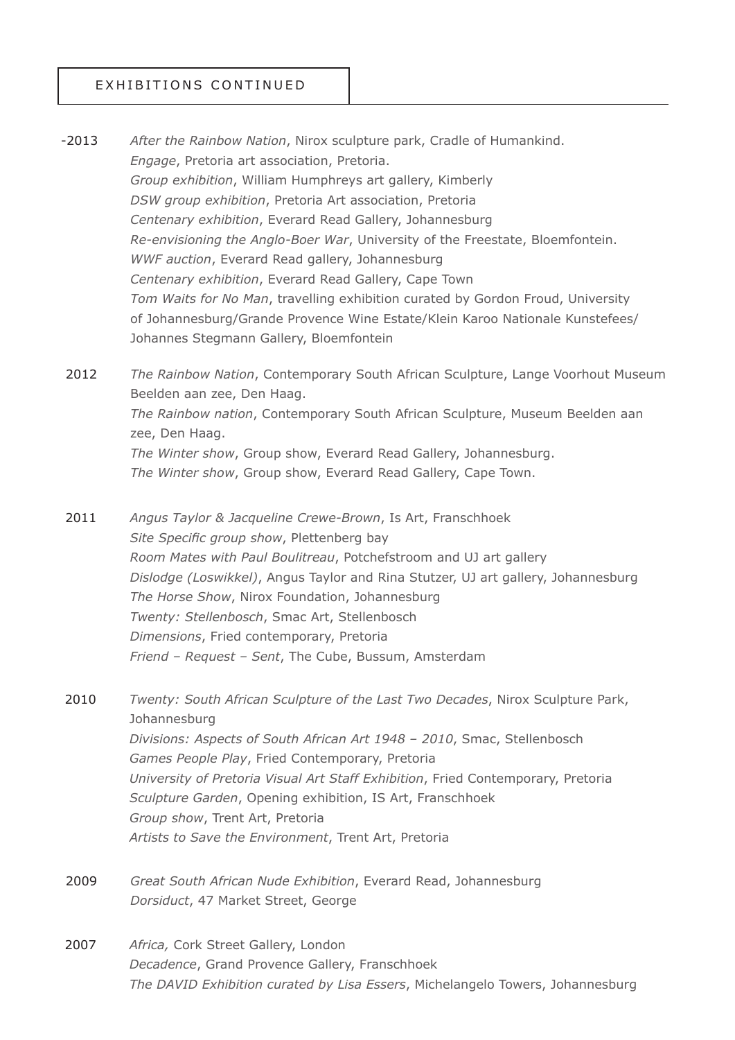## EXHIBITIONS CONTINUED

-2013 *After the Rainbow Nation*, Nirox sculpture park, Cradle of Humankind.
*Engage*, Pretoria art association, Pretoria.
*Group exhibition*, William Humphreys art gallery, Kimberly
*DSW group exhibition*, Pretoria Art association, Pretoria
*Centenary exhibition*, Everard Read Gallery, Johannesburg
*Re-envisioning the Anglo-Boer War*, University of the Freestate, Bloemfontein.
*WWF auction*, Everard Read gallery, Johannesburg
*Centenary exhibition*, Everard Read Gallery, Cape Town
*Tom Waits for No Man*, travelling exhibition curated by Gordon Froud, University of Johannesburg/Grande Provence Wine Estate/Klein Karoo Nationale Kunstefees/ Johannes Stegmann Gallery, Bloemfontein

2012 *The Rainbow Nation*, Contemporary South African Sculpture, Lange Voorhout Museum Beelden aan zee, Den Haag.
*The Rainbow nation*, Contemporary South African Sculpture, Museum Beelden aan zee, Den Haag.
*The Winter show*, Group show, Everard Read Gallery, Johannesburg.
*The Winter show*, Group show, Everard Read Gallery, Cape Town.

2011 *Angus Taylor & Jacqueline Crewe-Brown*, Is Art, Franschhoek
*Site Specific group show*, Plettenberg bay
*Room Mates with Paul Boulitreau*, Potchefstroom and UJ art gallery
*Dislodge (Loswikkel)*, Angus Taylor and Rina Stutzer, UJ art gallery, Johannesburg
*The Horse Show*, Nirox Foundation, Johannesburg
*Twenty: Stellenbosch*, Smac Art, Stellenbosch
*Dimensions*, Fried contemporary, Pretoria
*Friend – Request – Sent*, The Cube, Bussum, Amsterdam

2010 *Twenty: South African Sculpture of the Last Two Decades*, Nirox Sculpture Park, Johannesburg
*Divisions: Aspects of South African Art 1948 – 2010*, Smac, Stellenbosch
*Games People Play*, Fried Contemporary, Pretoria
*University of Pretoria Visual Art Staff Exhibition*, Fried Contemporary, Pretoria
*Sculpture Garden*, Opening exhibition, IS Art, Franschhoek
*Group show*, Trent Art, Pretoria
*Artists to Save the Environment*, Trent Art, Pretoria

2009 *Great South African Nude Exhibition*, Everard Read, Johannesburg
*Dorsiduct*, 47 Market Street, George

2007 *Africa,* Cork Street Gallery, London
*Decadence*, Grand Provence Gallery, Franschhoek
*The DAVID Exhibition curated by Lisa Essers*, Michelangelo Towers, Johannesburg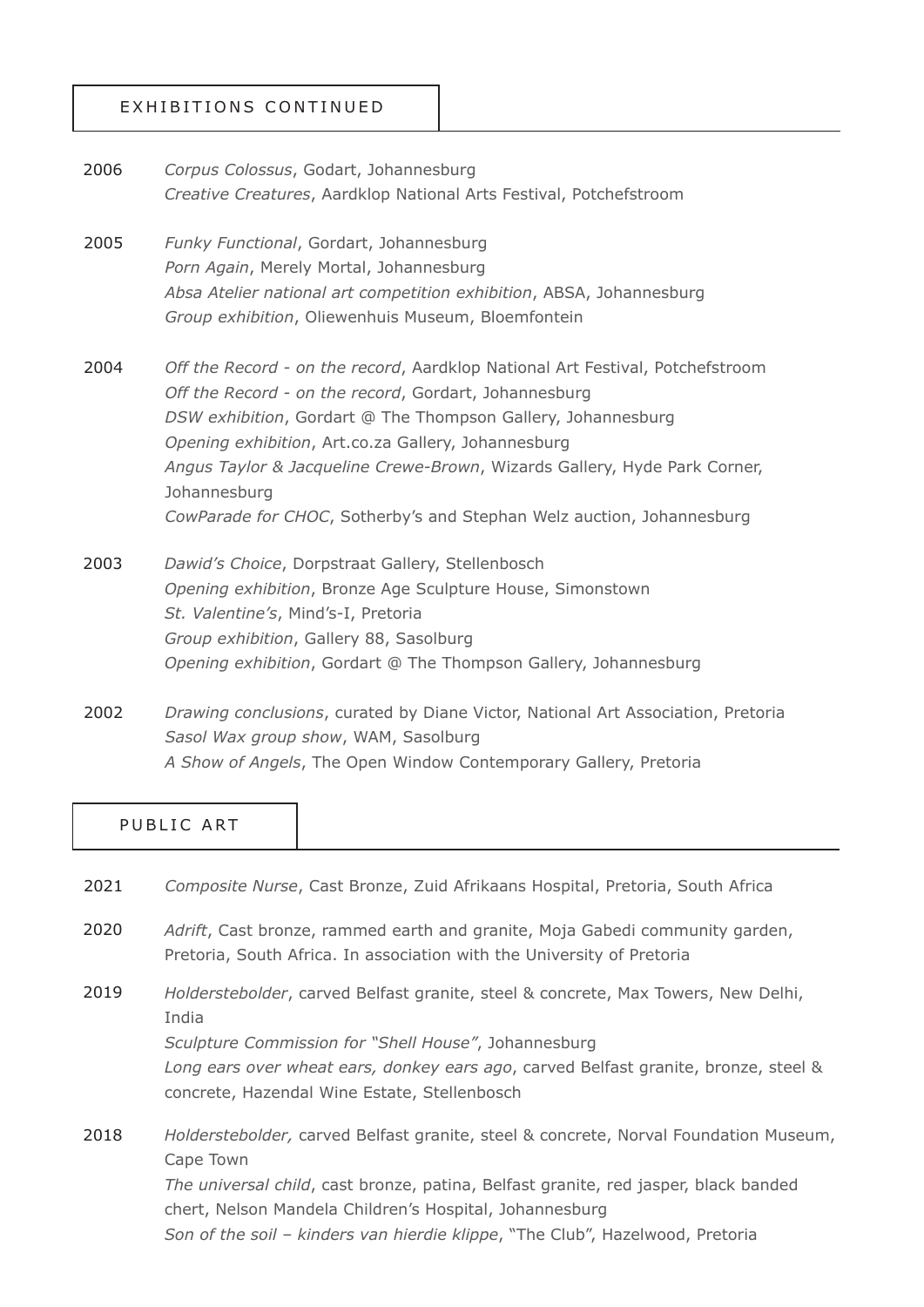## EXHIBITIONS CONTINUED

**2006**
*Corpus Colossus*, Godart, Johannesburg
*Creative Creatures*, Aardklop National Arts Festival, Potchefstroom

**2005**
*Funky Functional*, Gordart, Johannesburg
*Porn Again*, Merely Mortal, Johannesburg
*Absa Atelier national art competition exhibition*, ABSA, Johannesburg
*Group exhibition*, Oliewenhuis Museum, Bloemfontein

**2004**
*Off the Record - on the record*, Aardklop National Art Festival, Potchefstroom
*Off the Record - on the record*, Gordart, Johannesburg
*DSW exhibition*, Gordart @ The Thompson Gallery, Johannesburg
*Opening exhibition*, Art.co.za Gallery, Johannesburg
*Angus Taylor & Jacqueline Crewe-Brown*, Wizards Gallery, Hyde Park Corner, Johannesburg
*CowParade for CHOC*, Sotherby's and Stephan Welz auction, Johannesburg

**2003**
*Dawid's Choice*, Dorpstraat Gallery, Stellenbosch
*Opening exhibition*, Bronze Age Sculpture House, Simonstown
*St. Valentine's*, Mind's-I, Pretoria
*Group exhibition*, Gallery 88, Sasolburg
*Opening exhibition*, Gordart @ The Thompson Gallery, Johannesburg

**2002**
*Drawing conclusions*, curated by Diane Victor, National Art Association, Pretoria
*Sasol Wax group show*, WAM, Sasolburg
*A Show of Angels*, The Open Window Contemporary Gallery, Pretoria

## PUBLIC ART

**2021**
*Composite Nurse*, Cast Bronze, Zuid Afrikaans Hospital, Pretoria, South Africa

**2020**
*Adrift*, Cast bronze, rammed earth and granite, Moja Gabedi community garden, Pretoria, South Africa. In association with the University of Pretoria

**2019**
*Holderstebolder*, carved Belfast granite, steel & concrete, Max Towers, New Delhi, India
*Sculpture Commission for "Shell House"*, Johannesburg
*Long ears over wheat ears, donkey ears ago*, carved Belfast granite, bronze, steel & concrete, Hazendal Wine Estate, Stellenbosch

**2018**
*Holderstebolder,* carved Belfast granite, steel & concrete, Norval Foundation Museum, Cape Town
*The universal child*, cast bronze, patina, Belfast granite, red jasper, black banded chert, Nelson Mandela Children's Hospital, Johannesburg
*Son of the soil – kinders van hierdie klippe*, "The Club", Hazelwood, Pretoria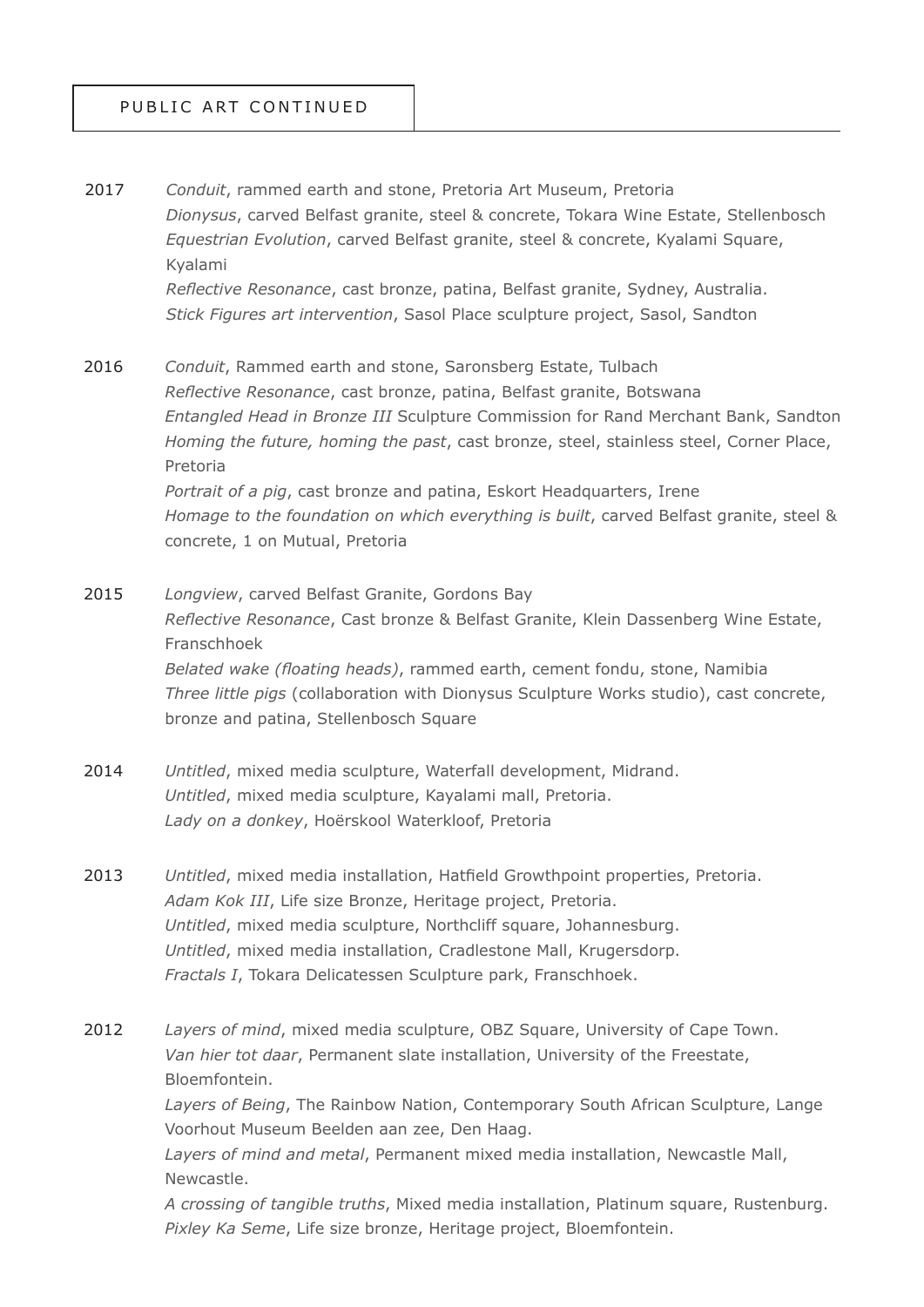## PUBLIC ART CONTINUED

**2017**

*Conduit*, rammed earth and stone, Pretoria Art Museum, Pretoria
*Dionysus*, carved Belfast granite, steel & concrete, Tokara Wine Estate, Stellenbosch
*Equestrian Evolution*, carved Belfast granite, steel & concrete, Kyalami Square, Kyalami
*Reflective Resonance*, cast bronze, patina, Belfast granite, Sydney, Australia.
*Stick Figures art intervention*, Sasol Place sculpture project, Sasol, Sandton

**2016**

*Conduit*, Rammed earth and stone, Saronsberg Estate, Tulbach
*Reflective Resonance*, cast bronze, patina, Belfast granite, Botswana
*Entangled Head in Bronze III* Sculpture Commission for Rand Merchant Bank, Sandton
*Homing the future, homing the past*, cast bronze, steel, stainless steel, Corner Place, Pretoria
*Portrait of a pig*, cast bronze and patina, Eskort Headquarters, Irene
*Homage to the foundation on which everything is built*, carved Belfast granite, steel & concrete, 1 on Mutual, Pretoria

**2015**

*Longview*, carved Belfast Granite, Gordons Bay
*Reflective Resonance*, Cast bronze & Belfast Granite, Klein Dassenberg Wine Estate, Franschhoek
*Belated wake (floating heads)*, rammed earth, cement fondu, stone, Namibia
*Three little pigs* (collaboration with Dionysus Sculpture Works studio), cast concrete, bronze and patina, Stellenbosch Square

**2014**

*Untitled*, mixed media sculpture, Waterfall development, Midrand.
*Untitled*, mixed media sculpture, Kayalami mall, Pretoria.
*Lady on a donkey*, Hoërskool Waterkloof, Pretoria

**2013**

*Untitled*, mixed media installation, Hatfield Growthpoint properties, Pretoria.
*Adam Kok III*, Life size Bronze, Heritage project, Pretoria.
*Untitled*, mixed media sculpture, Northcliff square, Johannesburg.
*Untitled*, mixed media installation, Cradlestone Mall, Krugersdorp.
*Fractals I*, Tokara Delicatessen Sculpture park, Franschhoek.

**2012**

*Layers of mind*, mixed media sculpture, OBZ Square, University of Cape Town.
*Van hier tot daar*, Permanent slate installation, University of the Freestate, Bloemfontein.
*Layers of Being*, The Rainbow Nation, Contemporary South African Sculpture, Lange Voorhout Museum Beelden aan zee, Den Haag.
*Layers of mind and metal*, Permanent mixed media installation, Newcastle Mall, Newcastle.
*A crossing of tangible truths*, Mixed media installation, Platinum square, Rustenburg.
*Pixley Ka Seme*, Life size bronze, Heritage project, Bloemfontein.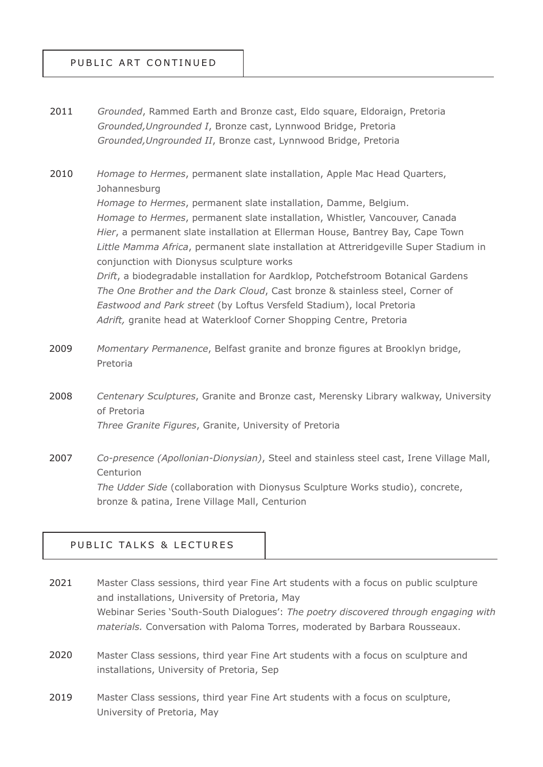## PUBLIC ART CONTINUED

2011 *Grounded*, Rammed Earth and Bronze cast, Eldo square, Eldoraign, Pretoria
*Grounded,Ungrounded I*, Bronze cast, Lynnwood Bridge, Pretoria
*Grounded,Ungrounded II*, Bronze cast, Lynnwood Bridge, Pretoria

2010 *Homage to Hermes*, permanent slate installation, Apple Mac Head Quarters, Johannesburg
*Homage to Hermes*, permanent slate installation, Damme, Belgium.
*Homage to Hermes*, permanent slate installation, Whistler, Vancouver, Canada
*Hier*, a permanent slate installation at Ellerman House, Bantrey Bay, Cape Town
*Little Mamma Africa*, permanent slate installation at Attreridgeville Super Stadium in conjunction with Dionysus sculpture works
*Drift*, a biodegradable installation for Aardklop, Potchefstroom Botanical Gardens
*The One Brother and the Dark Cloud*, Cast bronze & stainless steel, Corner of *Eastwood and Park street* (by Loftus Versfeld Stadium), local Pretoria
*Adrift,* granite head at Waterkloof Corner Shopping Centre, Pretoria

2009 *Momentary Permanence*, Belfast granite and bronze figures at Brooklyn bridge, Pretoria

2008 *Centenary Sculptures*, Granite and Bronze cast, Merensky Library walkway, University of Pretoria
*Three Granite Figures*, Granite, University of Pretoria

2007 *Co-presence (Apollonian-Dionysian)*, Steel and stainless steel cast, Irene Village Mall, Centurion
*The Udder Side* (collaboration with Dionysus Sculpture Works studio), concrete, bronze & patina, Irene Village Mall, Centurion

## PUBLIC TALKS & LECTURES

2021 Master Class sessions, third year Fine Art students with a focus on public sculpture and installations, University of Pretoria, May
Webinar Series 'South-South Dialogues': *The poetry discovered through engaging with materials.* Conversation with Paloma Torres, moderated by Barbara Rousseaux.

2020 Master Class sessions, third year Fine Art students with a focus on sculpture and installations, University of Pretoria, Sep

2019 Master Class sessions, third year Fine Art students with a focus on sculpture, University of Pretoria, May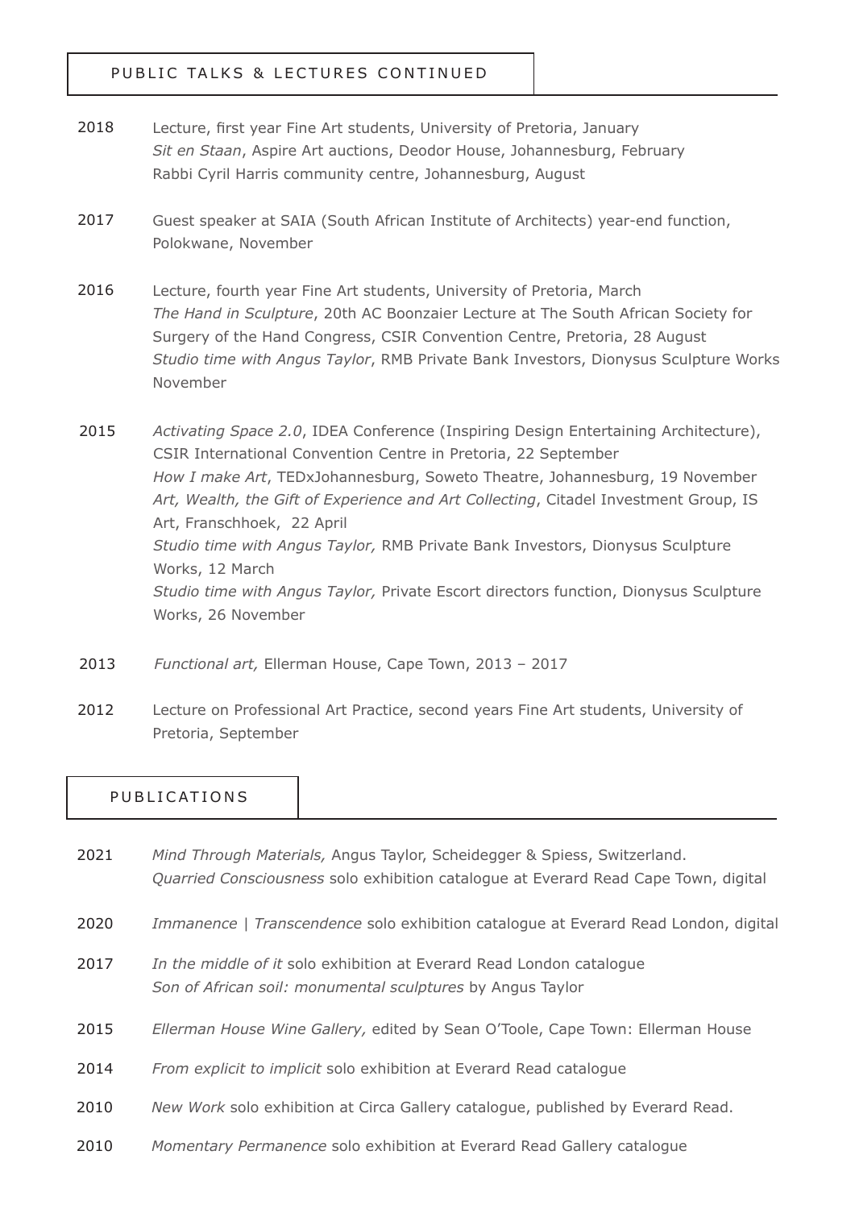## PUBLIC TALKS & LECTURES CONTINUED

**2018**
Lecture, first year Fine Art students, University of Pretoria, January
*Sit en Staan*, Aspire Art auctions, Deodor House, Johannesburg, February
Rabbi Cyril Harris community centre, Johannesburg, August

**2017**
Guest speaker at SAIA (South African Institute of Architects) year-end function, Polokwane, November

**2016**
Lecture, fourth year Fine Art students, University of Pretoria, March
*The Hand in Sculpture*, 20th AC Boonzaier Lecture at The South African Society for Surgery of the Hand Congress, CSIR Convention Centre, Pretoria, 28 August
*Studio time with Angus Taylor*, RMB Private Bank Investors, Dionysus Sculpture Works November

**2015**
*Activating Space 2.0*, IDEA Conference (Inspiring Design Entertaining Architecture), CSIR International Convention Centre in Pretoria, 22 September
*How I make Art*, TEDxJohannesburg, Soweto Theatre, Johannesburg, 19 November
*Art, Wealth, the Gift of Experience and Art Collecting*, Citadel Investment Group, IS Art, Franschhoek, 22 April
*Studio time with Angus Taylor,* RMB Private Bank Investors, Dionysus Sculpture Works, 12 March
*Studio time with Angus Taylor,* Private Escort directors function, Dionysus Sculpture Works, 26 November

**2013**
*Functional art,* Ellerman House, Cape Town, 2013 – 2017

**2012**
Lecture on Professional Art Practice, second years Fine Art students, University of Pretoria, September

## PUBLICATIONS

**2021**
*Mind Through Materials,* Angus Taylor, Scheidegger & Spiess, Switzerland.
*Quarried Consciousness* solo exhibition catalogue at Everard Read Cape Town, digital

**2020**
*Immanence | Transcendence* solo exhibition catalogue at Everard Read London, digital

**2017**
*In the middle of it* solo exhibition at Everard Read London catalogue
*Son of African soil: monumental sculptures* by Angus Taylor

**2015**
*Ellerman House Wine Gallery,* edited by Sean O'Toole, Cape Town: Ellerman House

**2014**
*From explicit to implicit* solo exhibition at Everard Read catalogue

**2010**
*New Work* solo exhibition at Circa Gallery catalogue, published by Everard Read.

**2010**
*Momentary Permanence* solo exhibition at Everard Read Gallery catalogue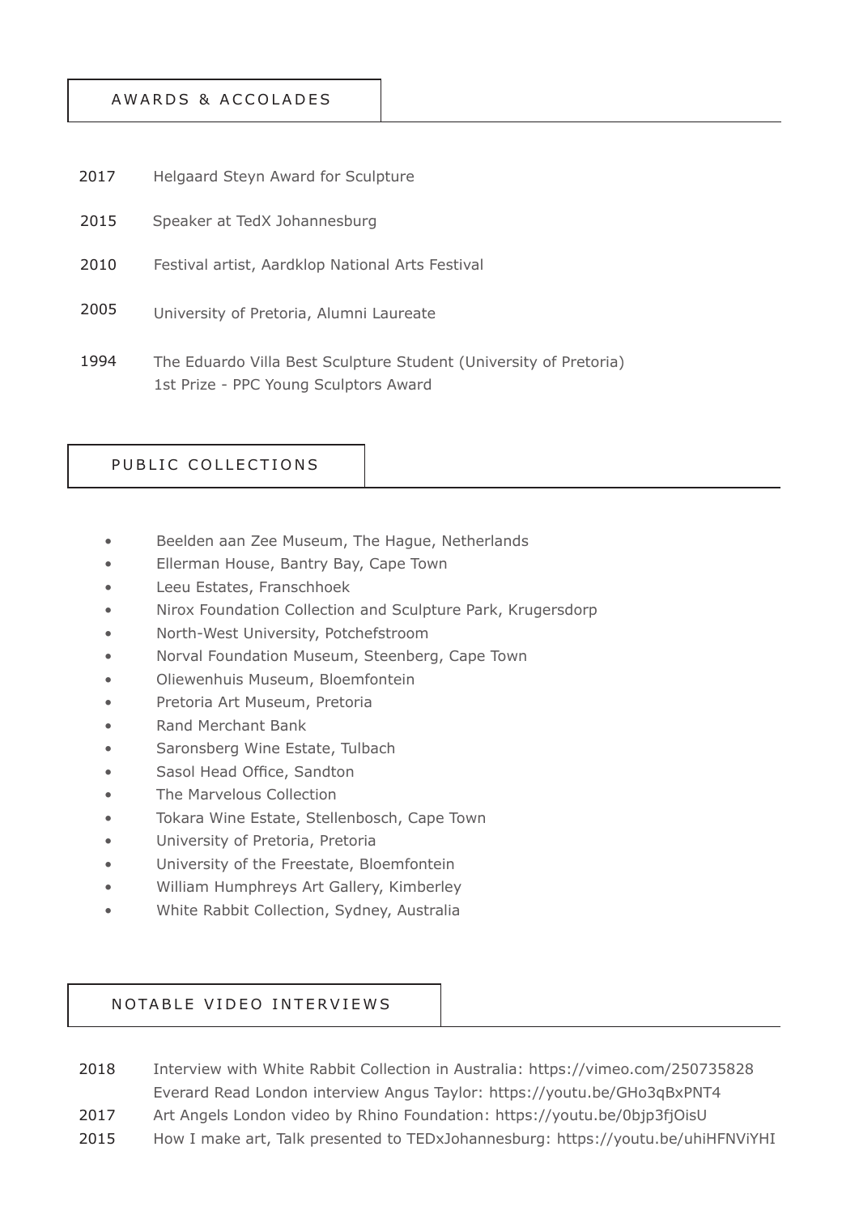## AWARDS & ACCOLADES

| | |
|---|---|
| 2017 | Helgaard Steyn Award for Sculpture |
| 2015 | Speaker at TedX Johannesburg |
| 2010 | Festival artist, Aardklop National Arts Festival |
| 2005 | University of Pretoria, Alumni Laureate |
| 1994 | The Eduardo Villa Best Sculpture Student (University of Pretoria)<br>1st Prize - PPC Young Sculptors Award |

## PUBLIC COLLECTIONS

- Beelden aan Zee Museum, The Hague, Netherlands
- Ellerman House, Bantry Bay, Cape Town
- Leeu Estates, Franschhoek
- Nirox Foundation Collection and Sculpture Park, Krugersdorp
- North-West University, Potchefstroom
- Norval Foundation Museum, Steenberg, Cape Town
- Oliewenhuis Museum, Bloemfontein
- Pretoria Art Museum, Pretoria
- Rand Merchant Bank
- Saronsberg Wine Estate, Tulbach
- Sasol Head Office, Sandton
- The Marvelous Collection
- Tokara Wine Estate, Stellenbosch, Cape Town
- University of Pretoria, Pretoria
- University of the Freestate, Bloemfontein
- William Humphreys Art Gallery, Kimberley
- White Rabbit Collection, Sydney, Australia

## NOTABLE VIDEO INTERVIEWS

| | |
|---|---|
| 2018 | Interview with White Rabbit Collection in Australia: https://vimeo.com/250735828<br>Everard Read London interview Angus Taylor: https://youtu.be/GHo3qBxPNT4 |
| 2017 | Art Angels London video by Rhino Foundation: https://youtu.be/0bjp3fjOisU |
| 2015 | How I make art, Talk presented to TEDxJohannesburg: https://youtu.be/uhiHFNViYHI |